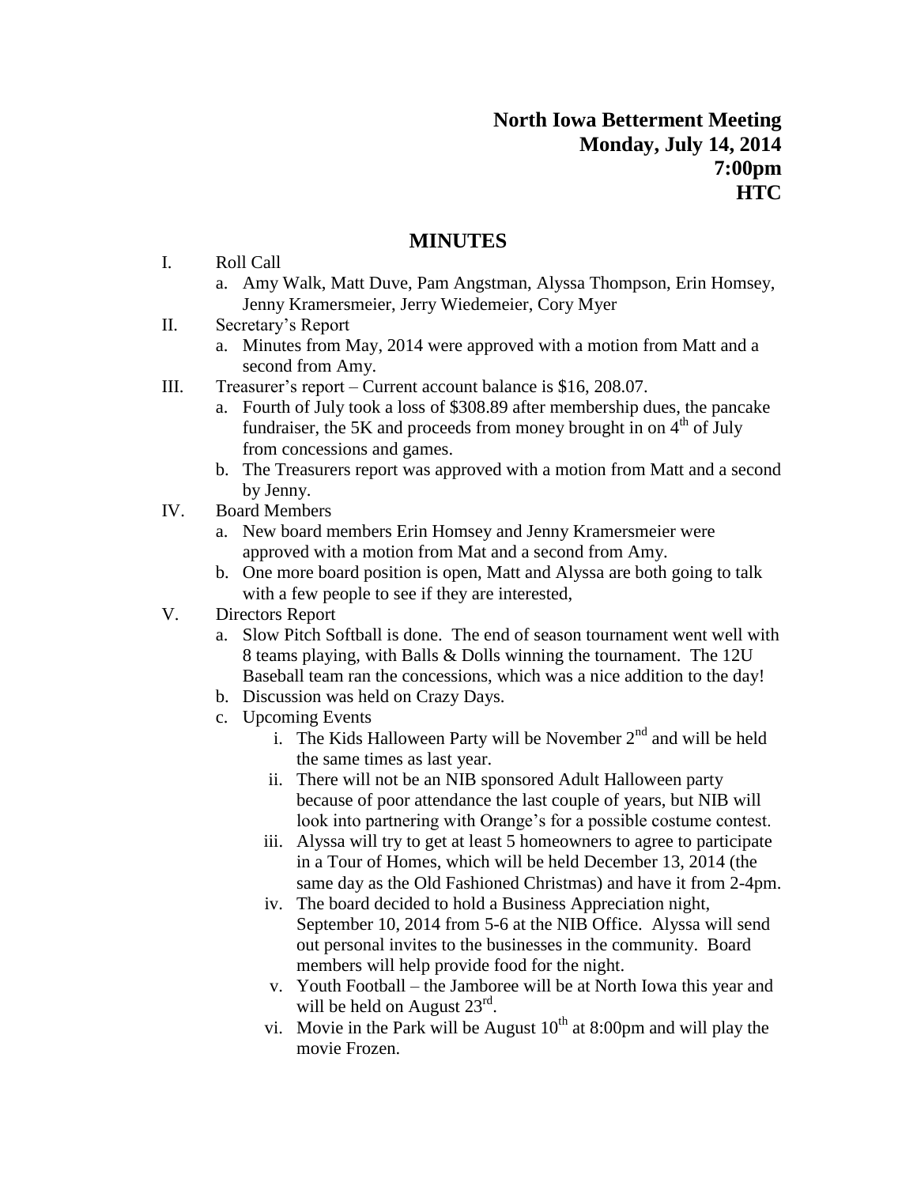**North Iowa Betterment Meeting**
**Monday, July 14, 2014**
**7:00pm**
**HTC**

## MINUTES

I. Roll Call
   a. Amy Walk, Matt Duve, Pam Angstman, Alyssa Thompson, Erin Homsey, Jenny Kramersmeier, Jerry Wiedemeier, Cory Myer

II. Secretary's Report
   a. Minutes from May, 2014 were approved with a motion from Matt and a second from Amy.

III. Treasurer's report – Current account balance is $16, 208.07.
   a. Fourth of July took a loss of $308.89 after membership dues, the pancake fundraiser, the 5K and proceeds from money brought in on 4th of July from concessions and games.
   b. The Treasurers report was approved with a motion from Matt and a second by Jenny.

IV. Board Members
   a. New board members Erin Homsey and Jenny Kramersmeier were approved with a motion from Mat and a second from Amy.
   b. One more board position is open, Matt and Alyssa are both going to talk with a few people to see if they are interested,

V. Directors Report
   a. Slow Pitch Softball is done. The end of season tournament went well with 8 teams playing, with Balls & Dolls winning the tournament. The 12U Baseball team ran the concessions, which was a nice addition to the day!
   b. Discussion was held on Crazy Days.
   c. Upcoming Events
      i. The Kids Halloween Party will be November 2nd and will be held the same times as last year.
      ii. There will not be an NIB sponsored Adult Halloween party because of poor attendance the last couple of years, but NIB will look into partnering with Orange's for a possible costume contest.
      iii. Alyssa will try to get at least 5 homeowners to agree to participate in a Tour of Homes, which will be held December 13, 2014 (the same day as the Old Fashioned Christmas) and have it from 2-4pm.
      iv. The board decided to hold a Business Appreciation night, September 10, 2014 from 5-6 at the NIB Office. Alyssa will send out personal invites to the businesses in the community. Board members will help provide food for the night.
      v. Youth Football – the Jamboree will be at North Iowa this year and will be held on August 23rd.
      vi. Movie in the Park will be August 10th at 8:00pm and will play the movie Frozen.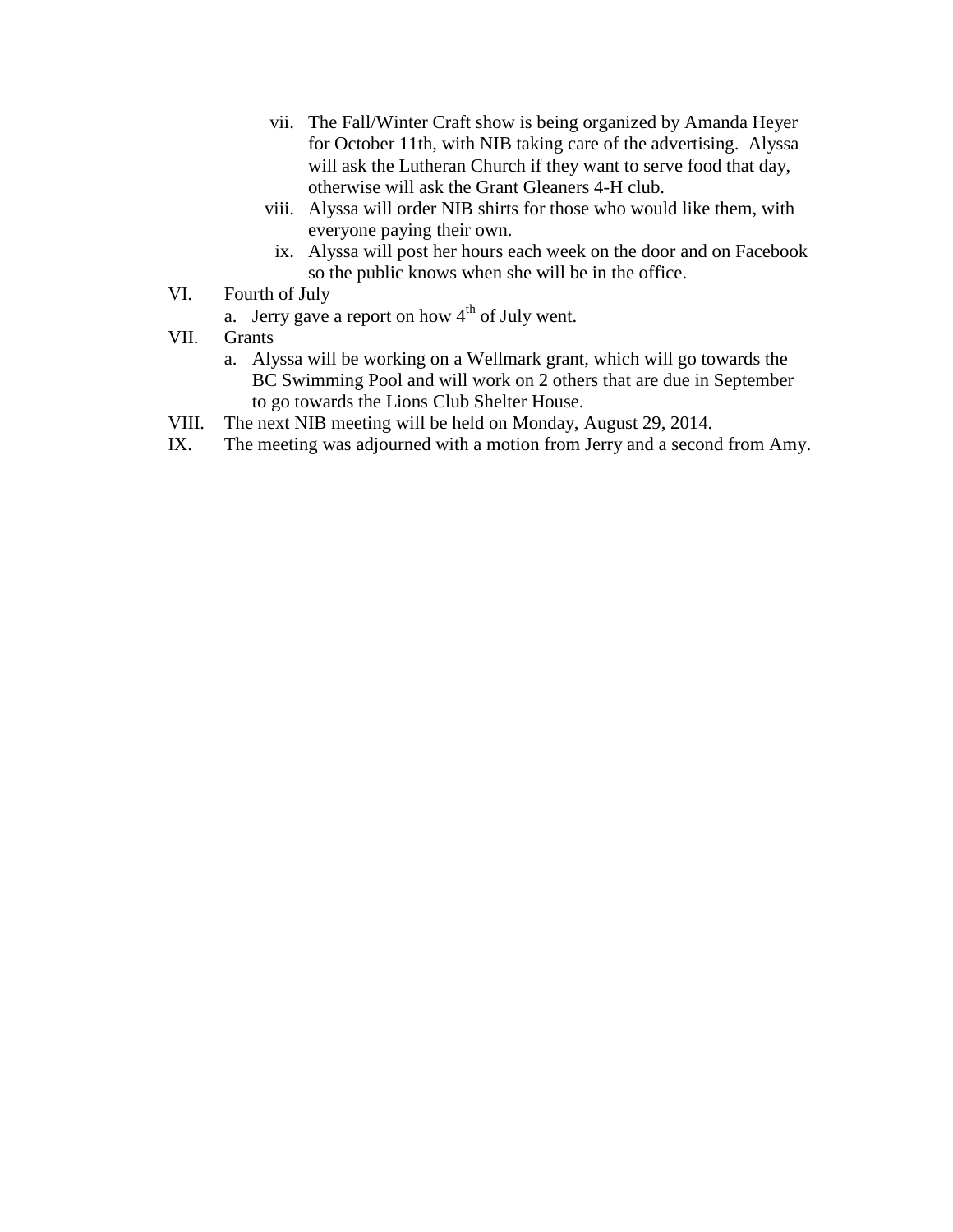vii. The Fall/Winter Craft show is being organized by Amanda Heyer for October 11th, with NIB taking care of the advertising. Alyssa will ask the Lutheran Church if they want to serve food that day, otherwise will ask the Grant Gleaners 4-H club.

viii. Alyssa will order NIB shirts for those who would like them, with everyone paying their own.

ix. Alyssa will post her hours each week on the door and on Facebook so the public knows when she will be in the office.

VI. Fourth of July

a. Jerry gave a report on how 4th of July went.

VII. Grants

a. Alyssa will be working on a Wellmark grant, which will go towards the BC Swimming Pool and will work on 2 others that are due in September to go towards the Lions Club Shelter House.

VIII. The next NIB meeting will be held on Monday, August 29, 2014.

IX. The meeting was adjourned with a motion from Jerry and a second from Amy.